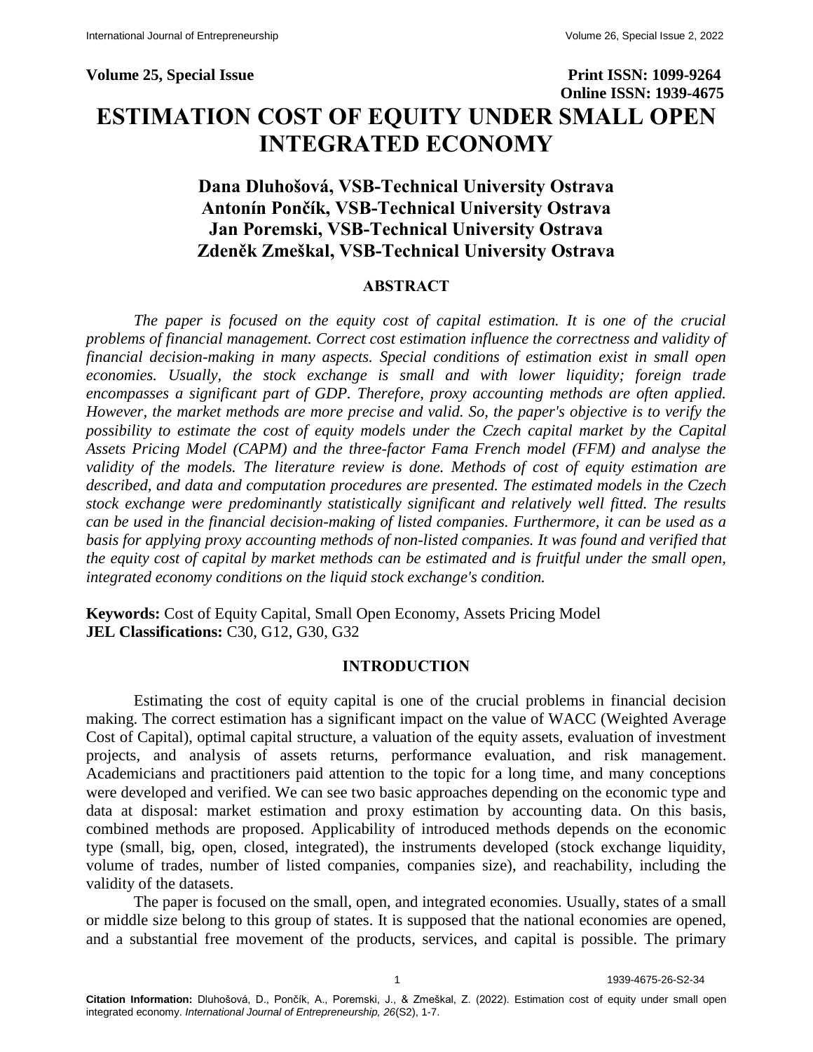**Volume 25, Special Issue** **Print ISSN: 1099-9264**
**Online ISSN: 1939-4675**

# ESTIMATION COST OF EQUITY UNDER SMALL OPEN INTEGRATED ECONOMY

**Dana Dluhošová, VSB-Technical University Ostrava**
**Antonín Pončík, VSB-Technical University Ostrava**
**Jan Poremski, VSB-Technical University Ostrava**
**Zdeněk Zmeškal, VSB-Technical University Ostrava**

## ABSTRACT

*The paper is focused on the equity cost of capital estimation. It is one of the crucial problems of financial management. Correct cost estimation influence the correctness and validity of financial decision-making in many aspects. Special conditions of estimation exist in small open economies. Usually, the stock exchange is small and with lower liquidity; foreign trade encompasses a significant part of GDP. Therefore, proxy accounting methods are often applied. However, the market methods are more precise and valid. So, the paper's objective is to verify the possibility to estimate the cost of equity models under the Czech capital market by the Capital Assets Pricing Model (CAPM) and the three-factor Fama French model (FFM) and analyse the validity of the models. The literature review is done. Methods of cost of equity estimation are described, and data and computation procedures are presented. The estimated models in the Czech stock exchange were predominantly statistically significant and relatively well fitted. The results can be used in the financial decision-making of listed companies. Furthermore, it can be used as a basis for applying proxy accounting methods of non-listed companies. It was found and verified that the equity cost of capital by market methods can be estimated and is fruitful under the small open, integrated economy conditions on the liquid stock exchange's condition.*

**Keywords:** Cost of Equity Capital, Small Open Economy, Assets Pricing Model
**JEL Classifications:** C30, G12, G30, G32

## INTRODUCTION

Estimating the cost of equity capital is one of the crucial problems in financial decision making. The correct estimation has a significant impact on the value of WACC (Weighted Average Cost of Capital), optimal capital structure, a valuation of the equity assets, evaluation of investment projects, and analysis of assets returns, performance evaluation, and risk management. Academicians and practitioners paid attention to the topic for a long time, and many conceptions were developed and verified. We can see two basic approaches depending on the economic type and data at disposal: market estimation and proxy estimation by accounting data. On this basis, combined methods are proposed. Applicability of introduced methods depends on the economic type (small, big, open, closed, integrated), the instruments developed (stock exchange liquidity, volume of trades, number of listed companies, companies size), and reachability, including the validity of the datasets.

The paper is focused on the small, open, and integrated economies. Usually, states of a small or middle size belong to this group of states. It is supposed that the national economies are opened, and a substantial free movement of the products, services, and capital is possible. The primary

**Citation Information:** Dluhošová, D., Pončík, A., Poremski, J., & Zmeškal, Z. (2022). Estimation cost of equity under small open integrated economy. *International Journal of Entrepreneurship, 26*(S2), 1-7.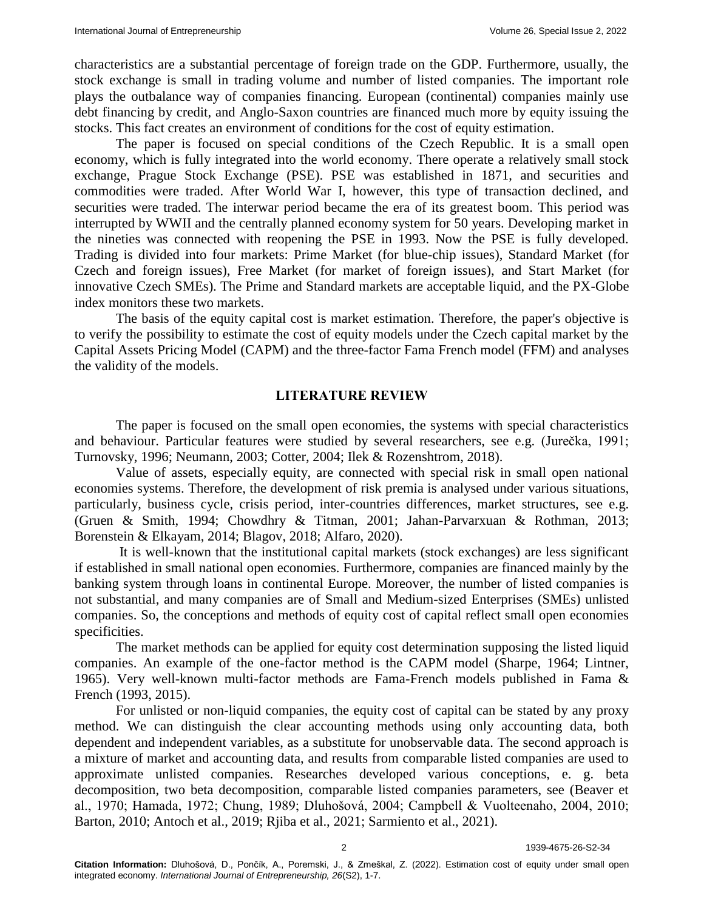characteristics are a substantial percentage of foreign trade on the GDP. Furthermore, usually, the stock exchange is small in trading volume and number of listed companies. The important role plays the outbalance way of companies financing. European (continental) companies mainly use debt financing by credit, and Anglo-Saxon countries are financed much more by equity issuing the stocks. This fact creates an environment of conditions for the cost of equity estimation.

The paper is focused on special conditions of the Czech Republic. It is a small open economy, which is fully integrated into the world economy. There operate a relatively small stock exchange, Prague Stock Exchange (PSE). PSE was established in 1871, and securities and commodities were traded. After World War I, however, this type of transaction declined, and securities were traded. The interwar period became the era of its greatest boom. This period was interrupted by WWII and the centrally planned economy system for 50 years. Developing market in the nineties was connected with reopening the PSE in 1993. Now the PSE is fully developed. Trading is divided into four markets: Prime Market (for blue-chip issues), Standard Market (for Czech and foreign issues), Free Market (for market of foreign issues), and Start Market (for innovative Czech SMEs). The Prime and Standard markets are acceptable liquid, and the PX-Globe index monitors these two markets.

The basis of the equity capital cost is market estimation. Therefore, the paper's objective is to verify the possibility to estimate the cost of equity models under the Czech capital market by the Capital Assets Pricing Model (CAPM) and the three-factor Fama French model (FFM) and analyses the validity of the models.

## LITERATURE REVIEW

The paper is focused on the small open economies, the systems with special characteristics and behaviour. Particular features were studied by several researchers, see e.g. (Jurečka, 1991; Turnovsky, 1996; Neumann, 2003; Cotter, 2004; Ilek & Rozenshtrom, 2018).

Value of assets, especially equity, are connected with special risk in small open national economies systems. Therefore, the development of risk premia is analysed under various situations, particularly, business cycle, crisis period, inter-countries differences, market structures, see e.g. (Gruen & Smith, 1994; Chowdhry & Titman, 2001; Jahan-Parvarxuan & Rothman, 2013; Borenstein & Elkayam, 2014; Blagov, 2018; Alfaro, 2020).

It is well-known that the institutional capital markets (stock exchanges) are less significant if established in small national open economies. Furthermore, companies are financed mainly by the banking system through loans in continental Europe. Moreover, the number of listed companies is not substantial, and many companies are of Small and Medium-sized Enterprises (SMEs) unlisted companies. So, the conceptions and methods of equity cost of capital reflect small open economies specificities.

The market methods can be applied for equity cost determination supposing the listed liquid companies. An example of the one-factor method is the CAPM model (Sharpe, 1964; Lintner, 1965). Very well-known multi-factor methods are Fama-French models published in Fama & French (1993, 2015).

For unlisted or non-liquid companies, the equity cost of capital can be stated by any proxy method. We can distinguish the clear accounting methods using only accounting data, both dependent and independent variables, as a substitute for unobservable data. The second approach is a mixture of market and accounting data, and results from comparable listed companies are used to approximate unlisted companies. Researches developed various conceptions, e. g. beta decomposition, two beta decomposition, comparable listed companies parameters, see (Beaver et al., 1970; Hamada, 1972; Chung, 1989; Dluhošová, 2004; Campbell & Vuolteenaho, 2004, 2010; Barton, 2010; Antoch et al., 2019; Rjiba et al., 2021; Sarmiento et al., 2021).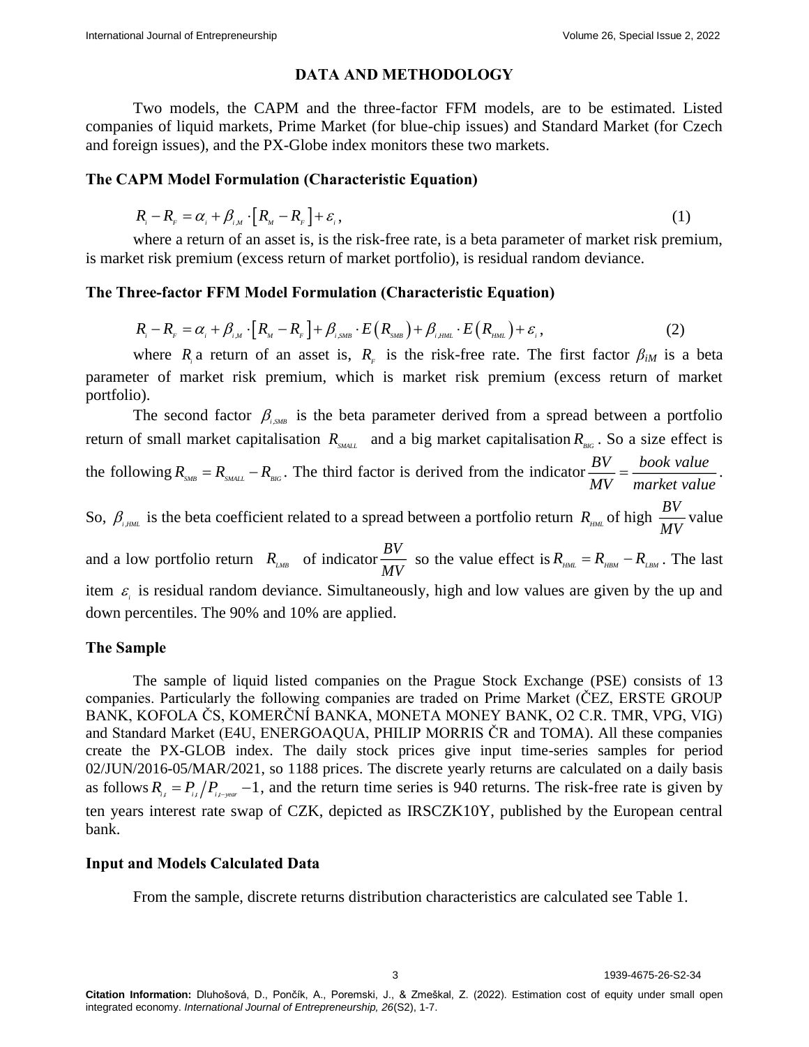## DATA AND METHODOLOGY

Two models, the CAPM and the three-factor FFM models, are to be estimated. Listed companies of liquid markets, Prime Market (for blue-chip issues) and Standard Market (for Czech and foreign issues), and the PX-Globe index monitors these two markets.

### The CAPM Model Formulation (Characteristic Equation)

$$R_i - R_F = \alpha_i + \beta_{i,M} \cdot \left[R_M - R_F\right] + \varepsilon_i, \tag{1}$$

where a return of an asset is, is the risk-free rate, is a beta parameter of market risk premium, is market risk premium (excess return of market portfolio), is residual random deviance.

### The Three-factor FFM Model Formulation (Characteristic Equation)

$$R_i - R_F = \alpha_i + \beta_{i,M} \cdot \left[R_M - R_F\right] + \beta_{i,SMB} \cdot E\left(R_{SMB}\right) + \beta_{i,HML} \cdot E\left(R_{HML}\right) + \varepsilon_i, \tag{2}$$

where $R_i$ a return of an asset is, $R_F$ is the risk-free rate. The first factor $\beta_{iM}$ is a beta parameter of market risk premium, which is market risk premium (excess return of market portfolio).

The second factor $\beta_{i,SMB}$ is the beta parameter derived from a spread between a portfolio return of small market capitalisation $R_{SMALL}$ and a big market capitalisation $R_{BIG}$. So a size effect is the following $R_{SMB} = R_{SMALL} - R_{BIG}$. The third factor is derived from the indicator $\frac{BV}{MV} = \frac{book\ value}{market\ value}$. So, $\beta_{i,HML}$ is the beta coefficient related to a spread between a portfolio return $R_{HML}$ of high $\frac{BV}{MV}$ value and a low portfolio return $R_{LMB}$ of indicator $\frac{BV}{MV}$ so the value effect is $R_{HML} = R_{HBM} - R_{LBM}$. The last item $\varepsilon_i$ is residual random deviance. Simultaneously, high and low values are given by the up and down percentiles. The 90% and 10% are applied.

### The Sample

The sample of liquid listed companies on the Prague Stock Exchange (PSE) consists of 13 companies. Particularly the following companies are traded on Prime Market (ČEZ, ERSTE GROUP BANK, KOFOLA ČS, KOMERČNÍ BANKA, MONETA MONEY BANK, O2 C.R. TMR, VPG, VIG) and Standard Market (E4U, ENERGOAQUA, PHILIP MORRIS ČR and TOMA). All these companies create the PX-GLOB index. The daily stock prices give input time-series samples for period 02/JUN/2016-05/MAR/2021, so 1188 prices. The discrete yearly returns are calculated on a daily basis as follows $R_{i,t} = P_{i,t}/P_{i,t-year} - 1$, and the return time series is 940 returns. The risk-free rate is given by ten years interest rate swap of CZK, depicted as IRSCZK10Y, published by the European central bank.

### Input and Models Calculated Data

From the sample, discrete returns distribution characteristics are calculated see Table 1.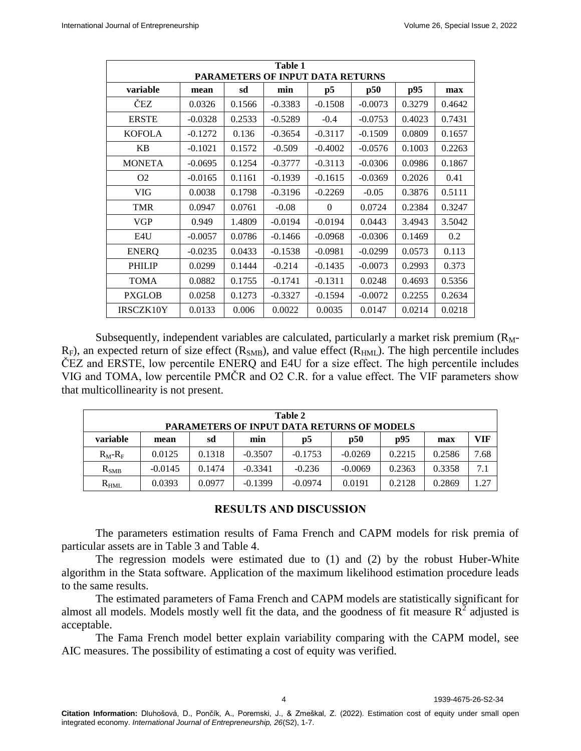**Table 1**
**PARAMETERS OF INPUT DATA RETURNS**

| variable | mean | sd | min | p5 | p50 | p95 | max |
|---|---|---|---|---|---|---|---|
| ČEZ | 0.0326 | 0.1566 | -0.3383 | -0.1508 | -0.0073 | 0.3279 | 0.4642 |
| ERSTE | -0.0328 | 0.2533 | -0.5289 | -0.4 | -0.0753 | 0.4023 | 0.7431 |
| KOFOLA | -0.1272 | 0.136 | -0.3654 | -0.3117 | -0.1509 | 0.0809 | 0.1657 |
| KB | -0.1021 | 0.1572 | -0.509 | -0.4002 | -0.0576 | 0.1003 | 0.2263 |
| MONETA | -0.0695 | 0.1254 | -0.3777 | -0.3113 | -0.0306 | 0.0986 | 0.1867 |
| O2 | -0.0165 | 0.1161 | -0.1939 | -0.1615 | -0.0369 | 0.2026 | 0.41 |
| VIG | 0.0038 | 0.1798 | -0.3196 | -0.2269 | -0.05 | 0.3876 | 0.5111 |
| TMR | 0.0947 | 0.0761 | -0.08 | 0 | 0.0724 | 0.2384 | 0.3247 |
| VGP | 0.949 | 1.4809 | -0.0194 | -0.0194 | 0.0443 | 3.4943 | 3.5042 |
| E4U | -0.0057 | 0.0786 | -0.1466 | -0.0968 | -0.0306 | 0.1469 | 0.2 |
| ENERQ | -0.0235 | 0.0433 | -0.1538 | -0.0981 | -0.0299 | 0.0573 | 0.113 |
| PHILIP | 0.0299 | 0.1444 | -0.214 | -0.1435 | -0.0073 | 0.2993 | 0.373 |
| TOMA | 0.0882 | 0.1755 | -0.1741 | -0.1311 | 0.0248 | 0.4693 | 0.5356 |
| PXGLOB | 0.0258 | 0.1273 | -0.3327 | -0.1594 | -0.0072 | 0.2255 | 0.2634 |
| IRSCZK10Y | 0.0133 | 0.006 | 0.0022 | 0.0035 | 0.0147 | 0.0214 | 0.0218 |

Subsequently, independent variables are calculated, particularly a market risk premium ($R_M$-$R_F$), an expected return of size effect ($R_{SMB}$), and value effect ($R_{HML}$). The high percentile includes ČEZ and ERSTE, low percentile ENERQ and E4U for a size effect. The high percentile includes VIG and TOMA, low percentile PMČR and O2 C.R. for a value effect. The VIF parameters show that multicollinearity is not present.

**Table 2**
**PARAMETERS OF INPUT DATA RETURNS OF MODELS**

| variable | mean | sd | min | p5 | p50 | p95 | max | VIF |
|---|---|---|---|---|---|---|---|---|
| $R_M$-$R_F$ | 0.0125 | 0.1318 | -0.3507 | -0.1753 | -0.0269 | 0.2215 | 0.2586 | 7.68 |
| $R_{SMB}$ | -0.0145 | 0.1474 | -0.3341 | -0.236 | -0.0069 | 0.2363 | 0.3358 | 7.1 |
| $R_{HML}$ | 0.0393 | 0.0977 | -0.1399 | -0.0974 | 0.0191 | 0.2128 | 0.2869 | 1.27 |

## RESULTS AND DISCUSSION

The parameters estimation results of Fama French and CAPM models for risk premia of particular assets are in Table 3 and Table 4.

The regression models were estimated due to (1) and (2) by the robust Huber-White algorithm in the Stata software. Application of the maximum likelihood estimation procedure leads to the same results.

The estimated parameters of Fama French and CAPM models are statistically significant for almost all models. Models mostly well fit the data, and the goodness of fit measure $R^2$ adjusted is acceptable.

The Fama French model better explain variability comparing with the CAPM model, see AIC measures. The possibility of estimating a cost of equity was verified.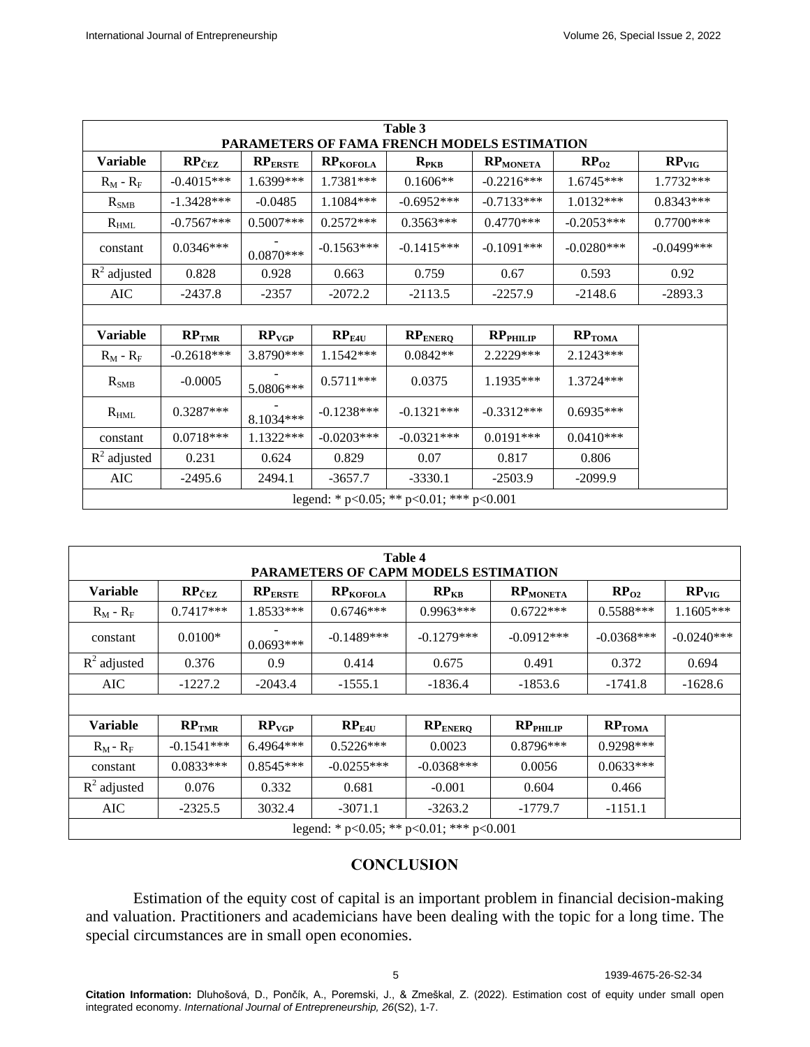**Table 3**
**PARAMETERS OF FAMA FRENCH MODELS ESTIMATION**

| Variable | $RP_{ČEZ}$ | $RP_{ERSTE}$ | $RP_{KOFOLA}$ | $R_{PKB}$ | $RP_{MONETA}$ | $RP_{O2}$ | $RP_{VIG}$ |
|---|---|---|---|---|---|---|---|
| $R_M - R_F$ | -0.4015*** | 1.6399*** | 1.7381*** | 0.1606** | -0.2216*** | 1.6745*** | 1.7732*** |
| $R_{SMB}$ | -1.3428*** | -0.0485 | 1.1084*** | -0.6952*** | -0.7133*** | 1.0132*** | 0.8343*** |
| $R_{HML}$ | -0.7567*** | 0.5007*** | 0.2572*** | 0.3563*** | 0.4770*** | -0.2053*** | 0.7700*** |
| constant | 0.0346*** | -0.0870*** | -0.1563*** | -0.1415*** | -0.1091*** | -0.0280*** | -0.0499*** |
| $R^2$ adjusted | 0.828 | 0.928 | 0.663 | 0.759 | 0.67 | 0.593 | 0.92 |
| AIC | -2437.8 | -2357 | -2072.2 | -2113.5 | -2257.9 | -2148.6 | -2893.3 |
| | | | | | | | |
| **Variable** | $RP_{TMR}$ | $RP_{VGP}$ | $RP_{E4U}$ | $RP_{ENERQ}$ | $RP_{PHILIP}$ | $RP_{TOMA}$ | |
| $R_M - R_F$ | -0.2618*** | 3.8790*** | 1.1542*** | 0.0842** | 2.2229*** | 2.1243*** | |
| $R_{SMB}$ | -0.0005 | -5.0806*** | 0.5711*** | 0.0375 | 1.1935*** | 1.3724*** | |
| $R_{HML}$ | 0.3287*** | -8.1034*** | -0.1238*** | -0.1321*** | -0.3312*** | 0.6935*** | |
| constant | 0.0718*** | 1.1322*** | -0.0203*** | -0.0321*** | 0.0191*** | 0.0410*** | |
| $R^2$ adjusted | 0.231 | 0.624 | 0.829 | 0.07 | 0.817 | 0.806 | |
| AIC | -2495.6 | 2494.1 | -3657.7 | -3330.1 | -2503.9 | -2099.9 | |

legend: * $p<0.05$; ** $p<0.01$; *** $p<0.001$

**Table 4**
**PARAMETERS OF CAPM MODELS ESTIMATION**

| Variable | $RP_{ČEZ}$ | $RP_{ERSTE}$ | $RP_{KOFOLA}$ | $RP_{KB}$ | $RP_{MONETA}$ | $RP_{O2}$ | $RP_{VIG}$ |
|---|---|---|---|---|---|---|---|
| $R_M - R_F$ | 0.7417*** | 1.8533*** | 0.6746*** | 0.9963*** | 0.6722*** | 0.5588*** | 1.1605*** |
| constant | 0.0100* | -0.0693*** | -0.1489*** | -0.1279*** | -0.0912*** | -0.0368*** | -0.0240*** |
| $R^2$ adjusted | 0.376 | 0.9 | 0.414 | 0.675 | 0.491 | 0.372 | 0.694 |
| AIC | -1227.2 | -2043.4 | -1555.1 | -1836.4 | -1853.6 | -1741.8 | -1628.6 |
| | | | | | | | |
| **Variable** | $RP_{TMR}$ | $RP_{VGP}$ | $RP_{E4U}$ | $RP_{ENERQ}$ | $RP_{PHILIP}$ | $RP_{TOMA}$ | |
| $R_M - R_F$ | -0.1541*** | 6.4964*** | 0.5226*** | 0.0023 | 0.8796*** | 0.9298*** | |
| constant | 0.0833*** | 0.8545*** | -0.0255*** | -0.0368*** | 0.0056 | 0.0633*** | |
| $R^2$ adjusted | 0.076 | 0.332 | 0.681 | -0.001 | 0.604 | 0.466 | |
| AIC | -2325.5 | 3032.4 | -3071.1 | -3263.2 | -1779.7 | -1151.1 | |

legend: * $p<0.05$; ** $p<0.01$; *** $p<0.001$

## CONCLUSION

Estimation of the equity cost of capital is an important problem in financial decision-making and valuation. Practitioners and academicians have been dealing with the topic for a long time. The special circumstances are in small open economies.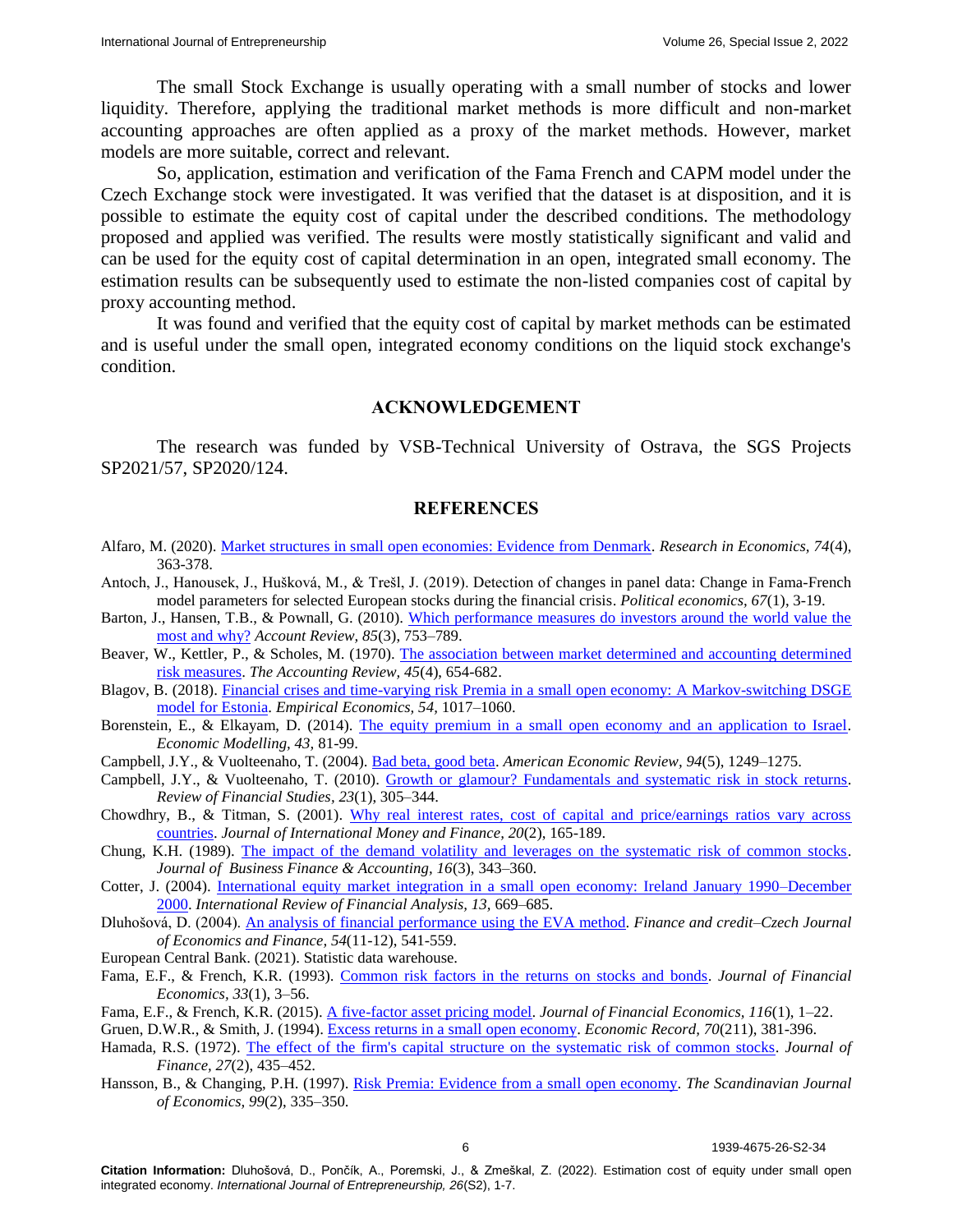The small Stock Exchange is usually operating with a small number of stocks and lower liquidity. Therefore, applying the traditional market methods is more difficult and non-market accounting approaches are often applied as a proxy of the market methods. However, market models are more suitable, correct and relevant.

So, application, estimation and verification of the Fama French and CAPM model under the Czech Exchange stock were investigated. It was verified that the dataset is at disposition, and it is possible to estimate the equity cost of capital under the described conditions. The methodology proposed and applied was verified. The results were mostly statistically significant and valid and can be used for the equity cost of capital determination in an open, integrated small economy. The estimation results can be subsequently used to estimate the non-listed companies cost of capital by proxy accounting method.

It was found and verified that the equity cost of capital by market methods can be estimated and is useful under the small open, integrated economy conditions on the liquid stock exchange's condition.

## ACKNOWLEDGEMENT

The research was funded by VSB-Technical University of Ostrava, the SGS Projects SP2021/57, SP2020/124.

## REFERENCES

Alfaro, M. (2020). Market structures in small open economies: Evidence from Denmark. *Research in Economics, 74*(4), 363-378.

Antoch, J., Hanousek, J., Hušková, M., & Trešl, J. (2019). Detection of changes in panel data: Change in Fama-French model parameters for selected European stocks during the financial crisis. *Political economics, 67*(1), 3-19.

Barton, J., Hansen, T.B., & Pownall, G. (2010). Which performance measures do investors around the world value the most and why? *Account Review, 85*(3), 753–789.

Beaver, W., Kettler, P., & Scholes, M. (1970). The association between market determined and accounting determined risk measures. *The Accounting Review, 45*(4), 654-682.

Blagov, B. (2018). Financial crises and time-varying risk Premia in a small open economy: A Markov-switching DSGE model for Estonia. *Empirical Economics, 54,* 1017–1060.

Borenstein, E., & Elkayam, D. (2014). The equity premium in a small open economy and an application to Israel. *Economic Modelling, 43,* 81-99.

Campbell, J.Y., & Vuolteenaho, T. (2004). Bad beta, good beta. *American Economic Review, 94*(5), 1249–1275.

Campbell, J.Y., & Vuolteenaho, T. (2010). Growth or glamour? Fundamentals and systematic risk in stock returns. *Review of Financial Studies, 23*(1), 305–344.

Chowdhry, B., & Titman, S. (2001). Why real interest rates, cost of capital and price/earnings ratios vary across countries. *Journal of International Money and Finance, 20*(2), 165-189.

Chung, K.H. (1989). The impact of the demand volatility and leverages on the systematic risk of common stocks. *Journal of Business Finance & Accounting, 16*(3), 343–360.

Cotter, J. (2004). International equity market integration in a small open economy: Ireland January 1990–December 2000. *International Review of Financial Analysis, 13,* 669–685.

Dluhošová, D. (2004). An analysis of financial performance using the EVA method. *Finance and credit–Czech Journal of Economics and Finance, 54*(11-12), 541-559.

European Central Bank. (2021). Statistic data warehouse.

Fama, E.F., & French, K.R. (1993). Common risk factors in the returns on stocks and bonds. *Journal of Financial Economics, 33*(1), 3–56.

Fama, E.F., & French, K.R. (2015). A five-factor asset pricing model. *Journal of Financial Economics, 116*(1), 1–22.

Gruen, D.W.R., & Smith, J. (1994). Excess returns in a small open economy. *Economic Record, 70*(211), 381-396.

Hamada, R.S. (1972). The effect of the firm's capital structure on the systematic risk of common stocks. *Journal of Finance, 27*(2), 435–452.

Hansson, B., & Changing, P.H. (1997). Risk Premia: Evidence from a small open economy. *The Scandinavian Journal of Economics, 99*(2), 335–350.

**Citation Information:** Dluhošová, D., Pončík, A., Poremski, J., & Zmeškal, Z. (2022). Estimation cost of equity under small open integrated economy. *International Journal of Entrepreneurship, 26*(S2), 1-7.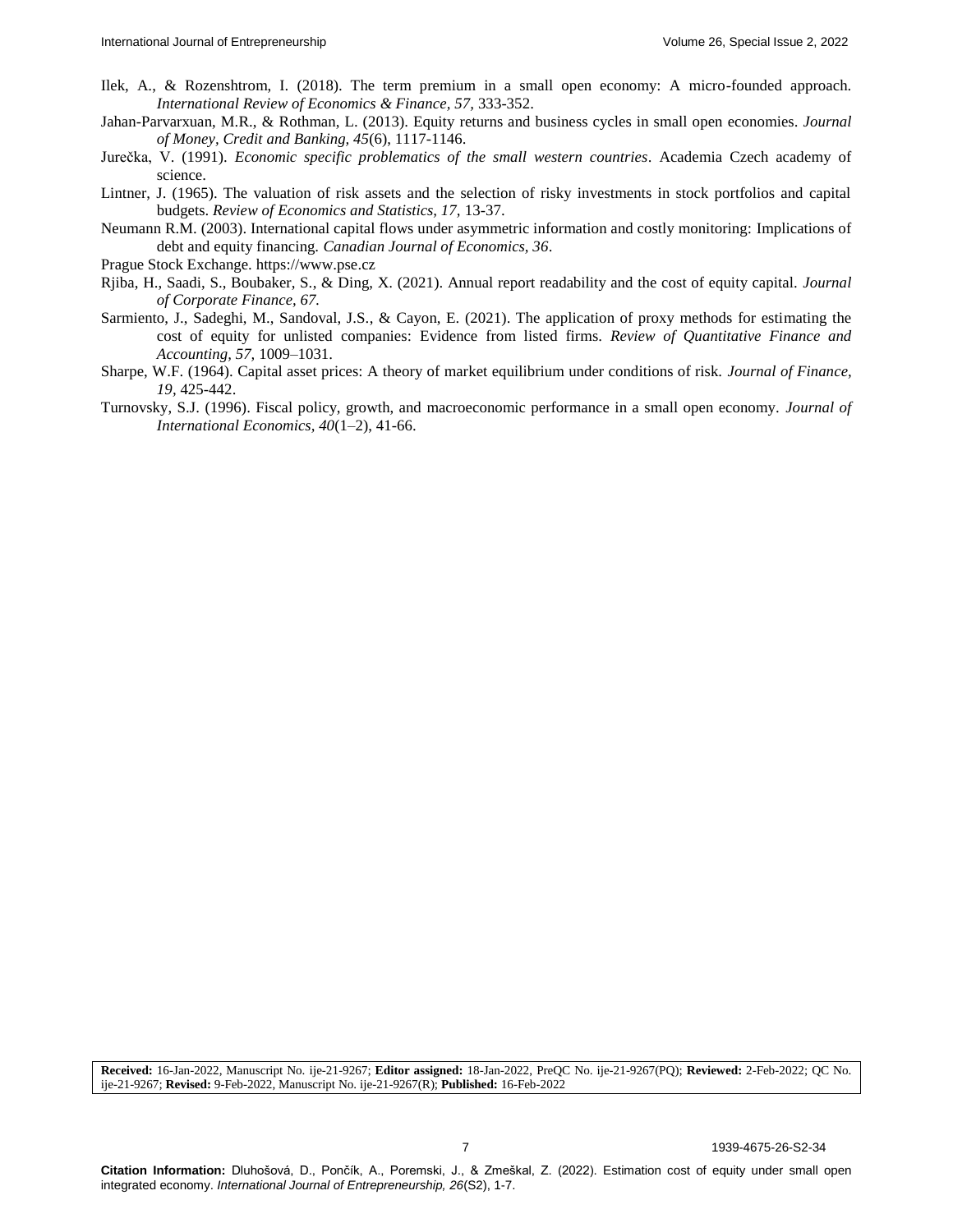Ilek, A., & Rozenshtrom, I. (2018). The term premium in a small open economy: A micro-founded approach. *International Review of Economics & Finance, 57,* 333-352.

Jahan-Parvarxuan, M.R., & Rothman, L. (2013). Equity returns and business cycles in small open economies. *Journal of Money, Credit and Banking, 45*(6), 1117-1146.

Jurečka, V. (1991). *Economic specific problematics of the small western countries*. Academia Czech academy of science.

Lintner, J. (1965). The valuation of risk assets and the selection of risky investments in stock portfolios and capital budgets. *Review of Economics and Statistics, 17,* 13-37.

Neumann R.M. (2003). International capital flows under asymmetric information and costly monitoring: Implications of debt and equity financing. *Canadian Journal of Economics, 36*.

Prague Stock Exchange. https://www.pse.cz

Rjiba, H., Saadi, S., Boubaker, S., & Ding, X. (2021). Annual report readability and the cost of equity capital. *Journal of Corporate Finance, 67.*

Sarmiento, J., Sadeghi, M., Sandoval, J.S., & Cayon, E. (2021). The application of proxy methods for estimating the cost of equity for unlisted companies: Evidence from listed firms. *Review of Quantitative Finance and Accounting, 57,* 1009–1031.

Sharpe, W.F. (1964). Capital asset prices: A theory of market equilibrium under conditions of risk. *Journal of Finance, 19,* 425-442.

Turnovsky, S.J. (1996). Fiscal policy, growth, and macroeconomic performance in a small open economy. *Journal of International Economics, 40*(1–2), 41-66.

**Received:** 16-Jan-2022, Manuscript No. ije-21-9267; **Editor assigned:** 18-Jan-2022, PreQC No. ije-21-9267(PQ); **Reviewed:** 2-Feb-2022; QC No. ije-21-9267; **Revised:** 9-Feb-2022, Manuscript No. ije-21-9267(R); **Published:** 16-Feb-2022